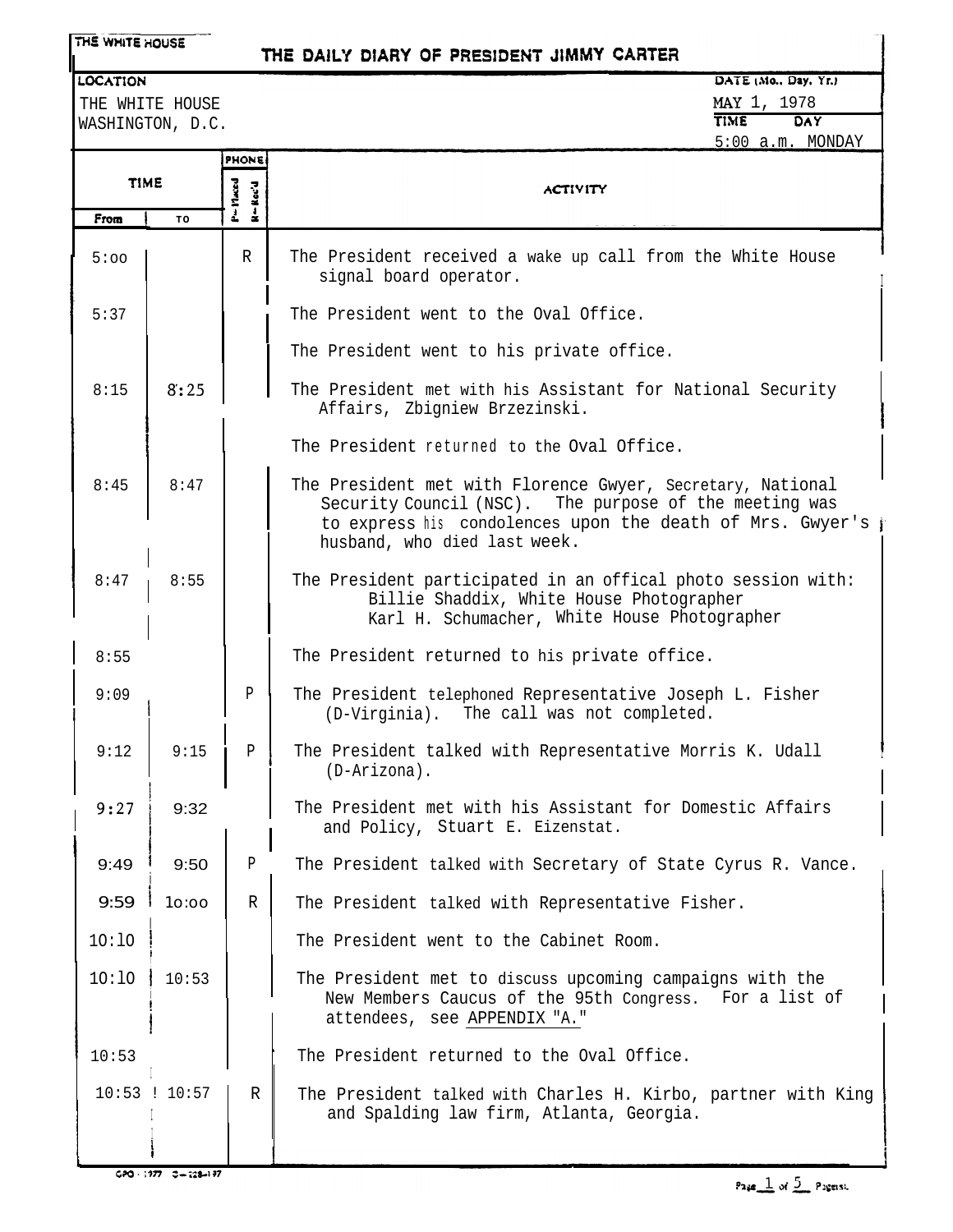THE WHITE HOUSE

# THE DAILY DIARY OF PRESIDENT JIMMY CARTER

**LOCATION**
THE WHITE HOUSE
WASHINGTON, D.C.

**DATE (Mo., Day, Yr.)** MAY 1, 1978
**TIME** 5:00 a.m. **DAY** MONDAY

| TIME From | TIME To | PHONE P=Placed R=Rec'd | ACTIVITY |
|---|---|---|---|
| 5:00 | | R | The President received a wake up call from the White House signal board operator. |
| 5:37 | | | The President went to the Oval Office. |
| | | | The President went to his private office. |
| 8:15 | 8:25 | | The President met with his Assistant for National Security Affairs, Zbigniew Brzezinski. |
| | | | The President returned to the Oval Office. |
| 8:45 | 8:47 | | The President met with Florence Gwyer, Secretary, National Security Council (NSC). The purpose of the meeting was to express his condolences upon the death of Mrs. Gwyer's husband, who died last week. |
| 8:47 | 8:55 | | The President participated in an offical photo session with: Billie Shaddix, White House Photographer; Karl H. Schumacher, White House Photographer |
| 8:55 | | | The President returned to his private office. |
| 9:09 | | P | The President telephoned Representative Joseph L. Fisher (D-Virginia). The call was not completed. |
| 9:12 | 9:15 | P | The President talked with Representative Morris K. Udall (D-Arizona). |
| 9:27 | 9:32 | | The President met with his Assistant for Domestic Affairs and Policy, Stuart E. Eizenstat. |
| 9:49 | 9:50 | P | The President talked with Secretary of State Cyrus R. Vance. |
| 9:59 | 10:00 | R | The President talked with Representative Fisher. |
| 10:10 | | | The President went to the Cabinet Room. |
| 10:10 | 10:53 | | The President met to discuss upcoming campaigns with the New Members Caucus of the 95th Congress. For a list of attendees, see APPENDIX "A." |
| 10:53 | | | The President returned to the Oval Office. |
| 10:53 | 10:57 | R | The President talked with Charles H. Kirbo, partner with King and Spalding law firm, Atlanta, Georgia. |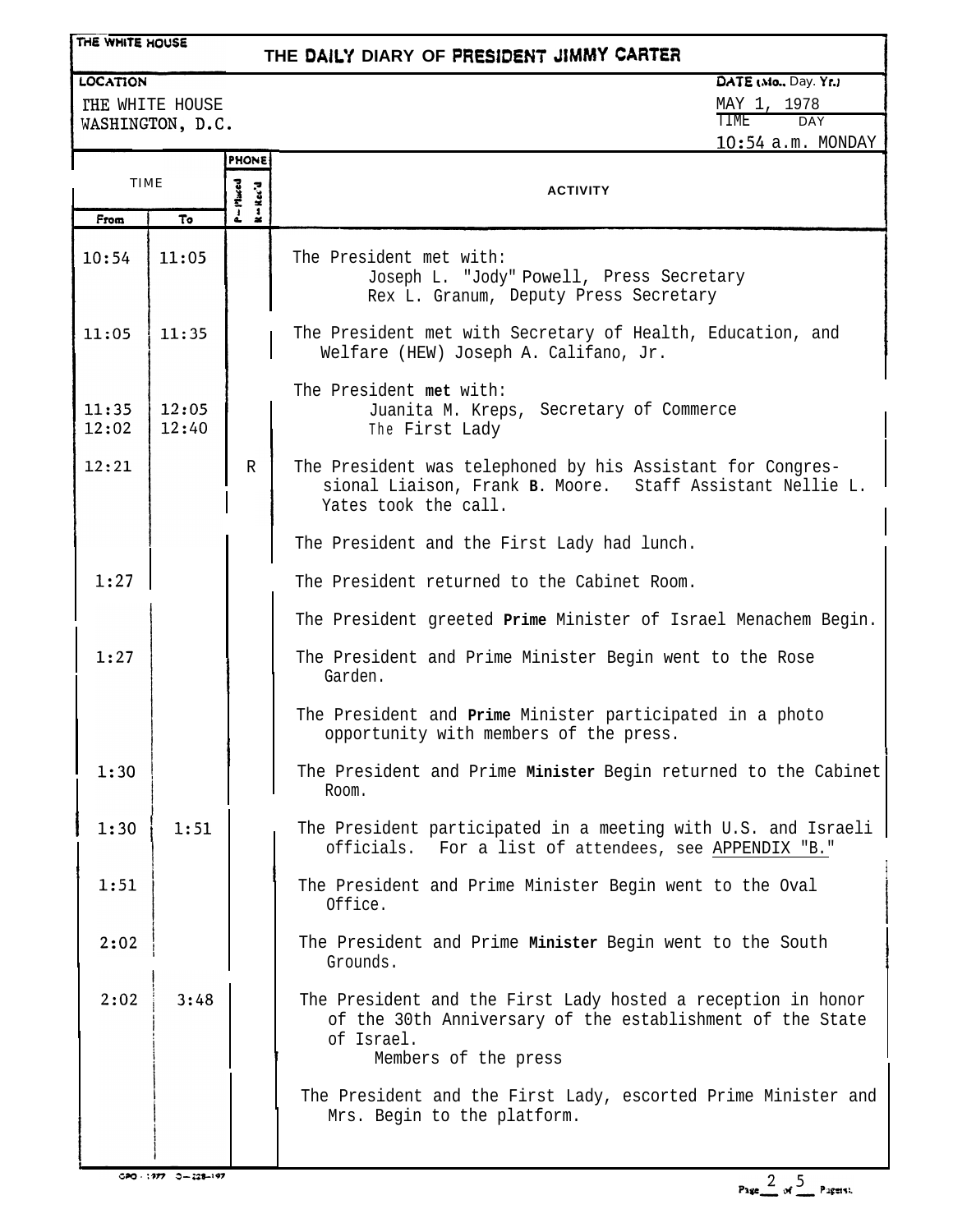THE WHITE HOUSE

# THE DAILY DIARY OF PRESIDENT JIMMY CARTER

| LOCATION | DATE (Mo., Day, Yr.) |
| --- | --- |
| THE WHITE HOUSE<br>WASHINGTON, D.C. | MAY 1, 1978 |
| | TIME: 10:54 a.m. DAY: MONDAY |

| From | To | P–Placed / R–Rec'd | ACTIVITY |
| --- | --- | --- | --- |
| 10:54 | 11:05 | | The President met with:<br>Joseph L. "Jody" Powell, Press Secretary<br>Rex L. Granum, Deputy Press Secretary |
| 11:05 | 11:35 | | The President met with Secretary of Health, Education, and Welfare (HEW) Joseph A. Califano, Jr. |
| | | | The President met with: |
| 11:35 | 12:05 | | Juanita M. Kreps, Secretary of Commerce |
| 12:02 | 12:40 | | The First Lady |
| 12:21 | | R | The President was telephoned by his Assistant for Congressional Liaison, Frank B. Moore. Staff Assistant Nellie L. Yates took the call. |
| | | | The President and the First Lady had lunch. |
| 1:27 | | | The President returned to the Cabinet Room. |
| | | | The President greeted Prime Minister of Israel Menachem Begin. |
| 1:27 | | | The President and Prime Minister Begin went to the Rose Garden. |
| | | | The President and Prime Minister participated in a photo opportunity with members of the press. |
| 1:30 | | | The President and Prime Minister Begin returned to the Cabinet Room. |
| 1:30 | 1:51 | | The President participated in a meeting with U.S. and Israeli officials. For a list of attendees, see APPENDIX "B." |
| 1:51 | | | The President and Prime Minister Begin went to the Oval Office. |
| 2:02 | | | The President and Prime Minister Begin went to the South Grounds. |
| 2:02 | 3:48 | | The President and the First Lady hosted a reception in honor of the 30th Anniversary of the establishment of the State of Israel.<br>Members of the press |
| | | | The President and the First Lady, escorted Prime Minister and Mrs. Begin to the platform. |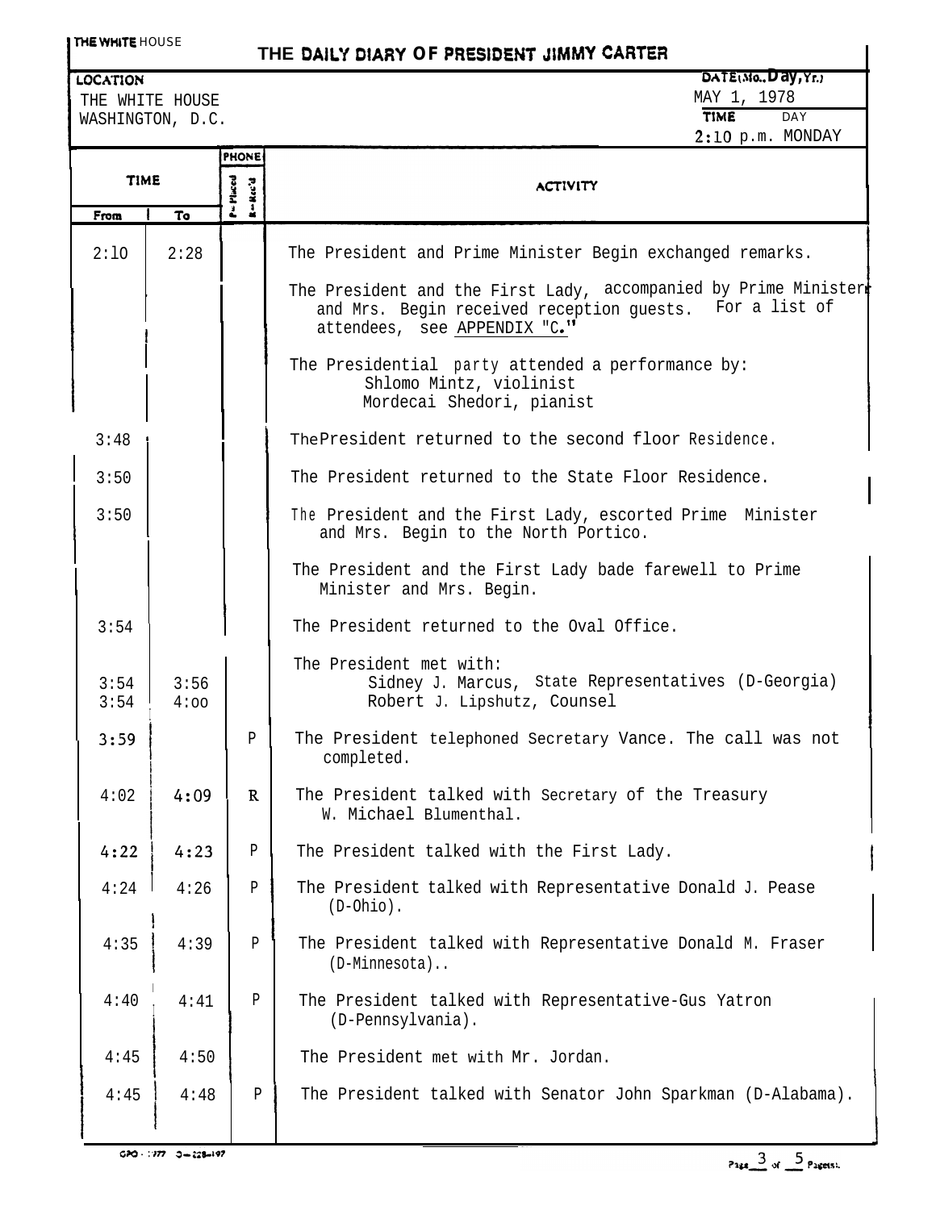THE WHITE HOUSE

# THE DAILY DIARY OF PRESIDENT JIMMY CARTER

| LOCATION | DATE (Mo., Day, Yr.) |
|---|---|
| THE WHITE HOUSE<br>WASHINGTON, D.C. | MAY 1, 1978 |
| | TIME: 2:10 p.m. DAY: MONDAY |

| TIME From | TIME To | PHONE (P=Placed, R=Rec'd) | ACTIVITY |
|---|---|---|---|
| 2:10 | 2:28 | | The President and Prime Minister Begin exchanged remarks. |
| | | | The President and the First Lady, accompanied by Prime Minister and Mrs. Begin received reception guests. For a list of attendees, see APPENDIX "C." |
| | | | The Presidential party attended a performance by: Shlomo Mintz, violinist; Mordecai Shedori, pianist |
| 3:48 | | | The President returned to the second floor Residence. |
| 3:50 | | | The President returned to the State Floor Residence. |
| 3:50 | | | The President and the First Lady, escorted Prime Minister and Mrs. Begin to the North Portico. |
| | | | The President and the First Lady bade farewell to Prime Minister and Mrs. Begin. |
| 3:54 | | | The President returned to the Oval Office. |
| | | | The President met with: |
| 3:54 | 3:56 | | Sidney J. Marcus, State Representatives (D-Georgia) |
| 3:54 | 4:00 | | Robert J. Lipshutz, Counsel |
| 3:59 | | P | The President telephoned Secretary Vance. The call was not completed. |
| 4:02 | 4:09 | R | The President talked with Secretary of the Treasury W. Michael Blumenthal. |
| 4:22 | 4:23 | P | The President talked with the First Lady. |
| 4:24 | 4:26 | P | The President talked with Representative Donald J. Pease (D-Ohio). |
| 4:35 | 4:39 | P | The President talked with Representative Donald M. Fraser (D-Minnesota).. |
| 4:40 | 4:41 | P | The President talked with Representative-Gus Yatron (D-Pennsylvania). |
| 4:45 | 4:50 | | The President met with Mr. Jordan. |
| 4:45 | 4:48 | P | The President talked with Senator John Sparkman (D-Alabama). |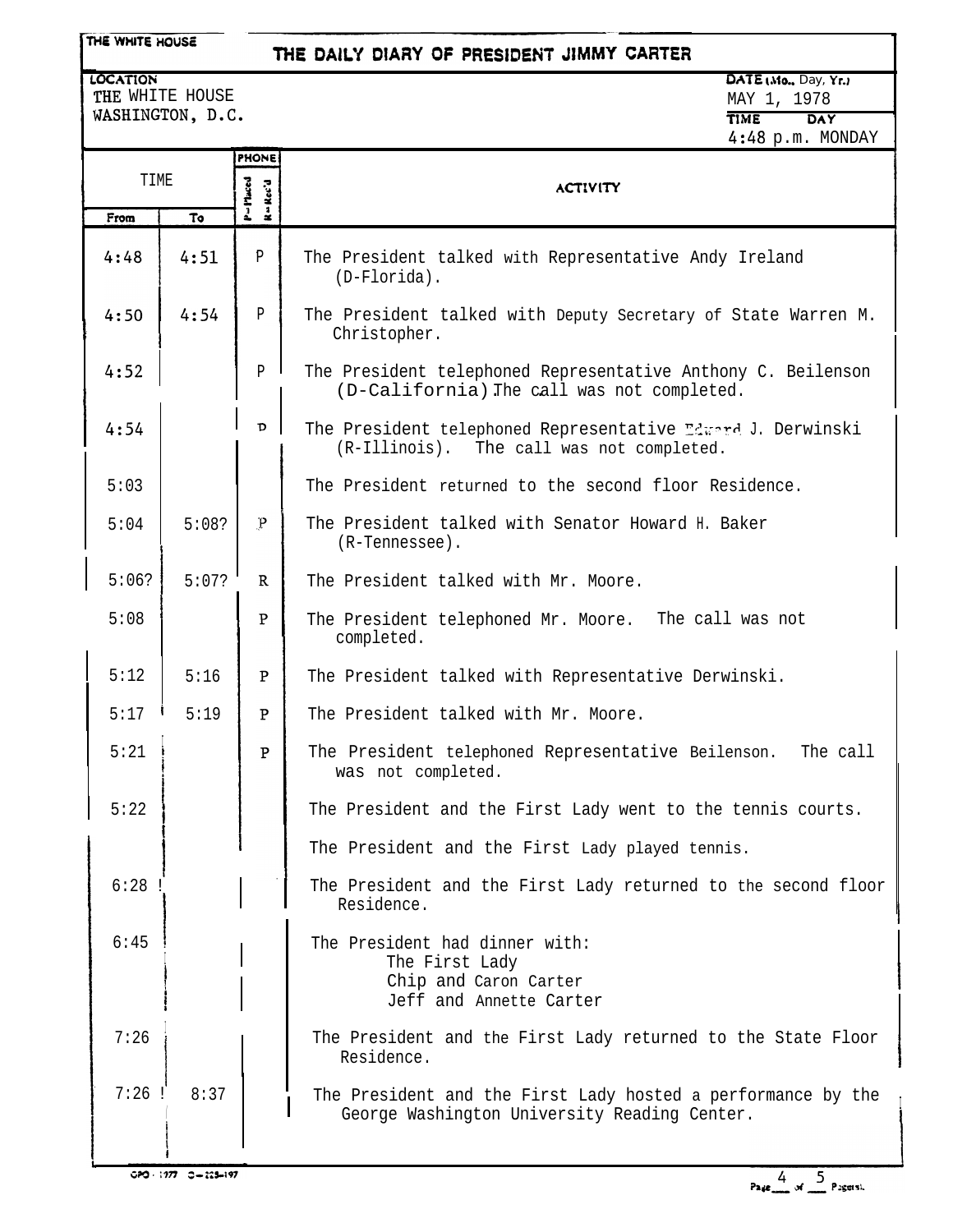THE WHITE HOUSE

# THE DAILY DIARY OF PRESIDENT JIMMY CARTER

LOCATION
THE WHITE HOUSE
WASHINGTON, D.C.

DATE (Mo., Day, Yr.)
MAY 1, 1978

TIME DAY
4:48 p.m. MONDAY

| TIME From | TIME To | PHONE P=Placed R=Rec'd | ACTIVITY |
|---|---|---|---|
| 4:48 | 4:51 | P | The President talked with Representative Andy Ireland (D-Florida). |
| 4:50 | 4:54 | P | The President talked with Deputy Secretary of State Warren M. Christopher. |
| 4:52 | | P | The President telephoned Representative Anthony C. Beilenson (D-California). The call was not completed. |
| 4:54 | | P | The President telephoned Representative Edward J. Derwinski (R-Illinois). The call was not completed. |
| 5:03 | | | The President returned to the second floor Residence. |
| 5:04 | 5:08? | P | The President talked with Senator Howard H. Baker (R-Tennessee). |
| 5:06? | 5:07? | R | The President talked with Mr. Moore. |
| 5:08 | | P | The President telephoned Mr. Moore. The call was not completed. |
| 5:12 | 5:16 | P | The President talked with Representative Derwinski. |
| 5:17 | 5:19 | P | The President talked with Mr. Moore. |
| 5:21 | | P | The President telephoned Representative Beilenson. The call was not completed. |
| 5:22 | | | The President and the First Lady went to the tennis courts. |
| | | | The President and the First Lady played tennis. |
| 6:28 | | | The President and the First Lady returned to the second floor Residence. |
| 6:45 | | | The President had dinner with: The First Lady; Chip and Caron Carter; Jeff and Annette Carter |
| 7:26 | | | The President and the First Lady returned to the State Floor Residence. |
| 7:26 | 8:37 | | The President and the First Lady hosted a performance by the George Washington University Reading Center. |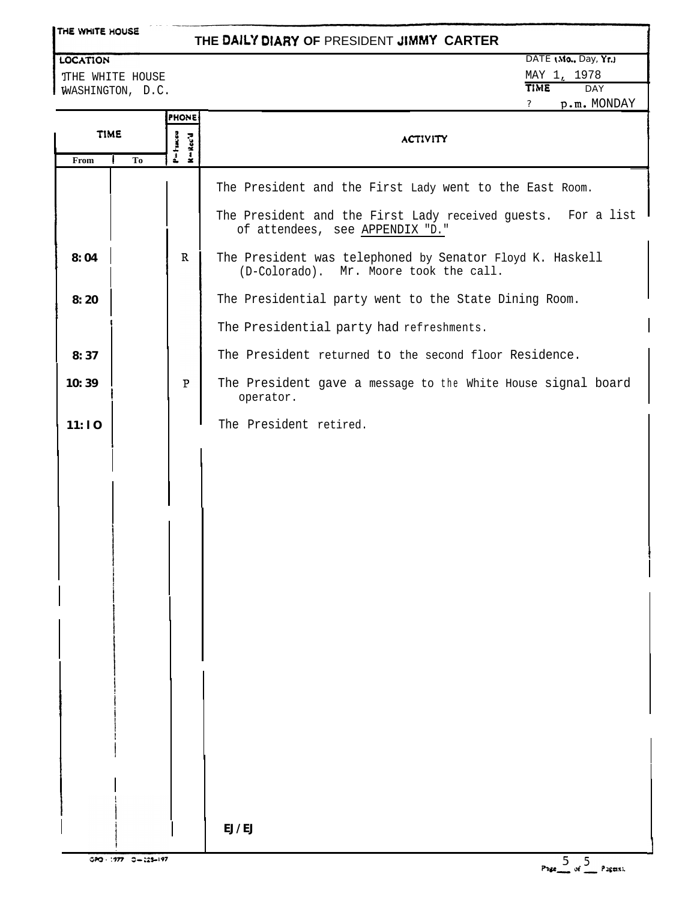THE WHITE HOUSE

**THE DAILY DIARY OF PRESIDENT JIMMY CARTER**

| LOCATION | DATE (Mo., Day, Yr.) |
|---|---|
| THE WHITE HOUSE WASHINGTON, D.C. | MAY 1, 1978 |
| | TIME: ? p.m. DAY: MONDAY |

| TIME From | TIME To | PHONE (P=Placed, R=Rec'd) | ACTIVITY |
|---|---|---|---|
| | | | The President and the First Lady went to the East Room. |
| | | | The President and the First Lady received guests. For a list of attendees, see APPENDIX "D." |
| 8:04 | | R | The President was telephoned by Senator Floyd K. Haskell (D-Colorado). Mr. Moore took the call. |
| 8:20 | | | The Presidential party went to the State Dining Room. |
| | | | The Presidential party had refreshments. |
| 8:37 | | | The President returned to the second floor Residence. |
| 10:39 | | P | The President gave a message to the White House signal board operator. |
| 11:10 | | | The President retired. |

EJ/EJ

GPO : 1977 O—228-197